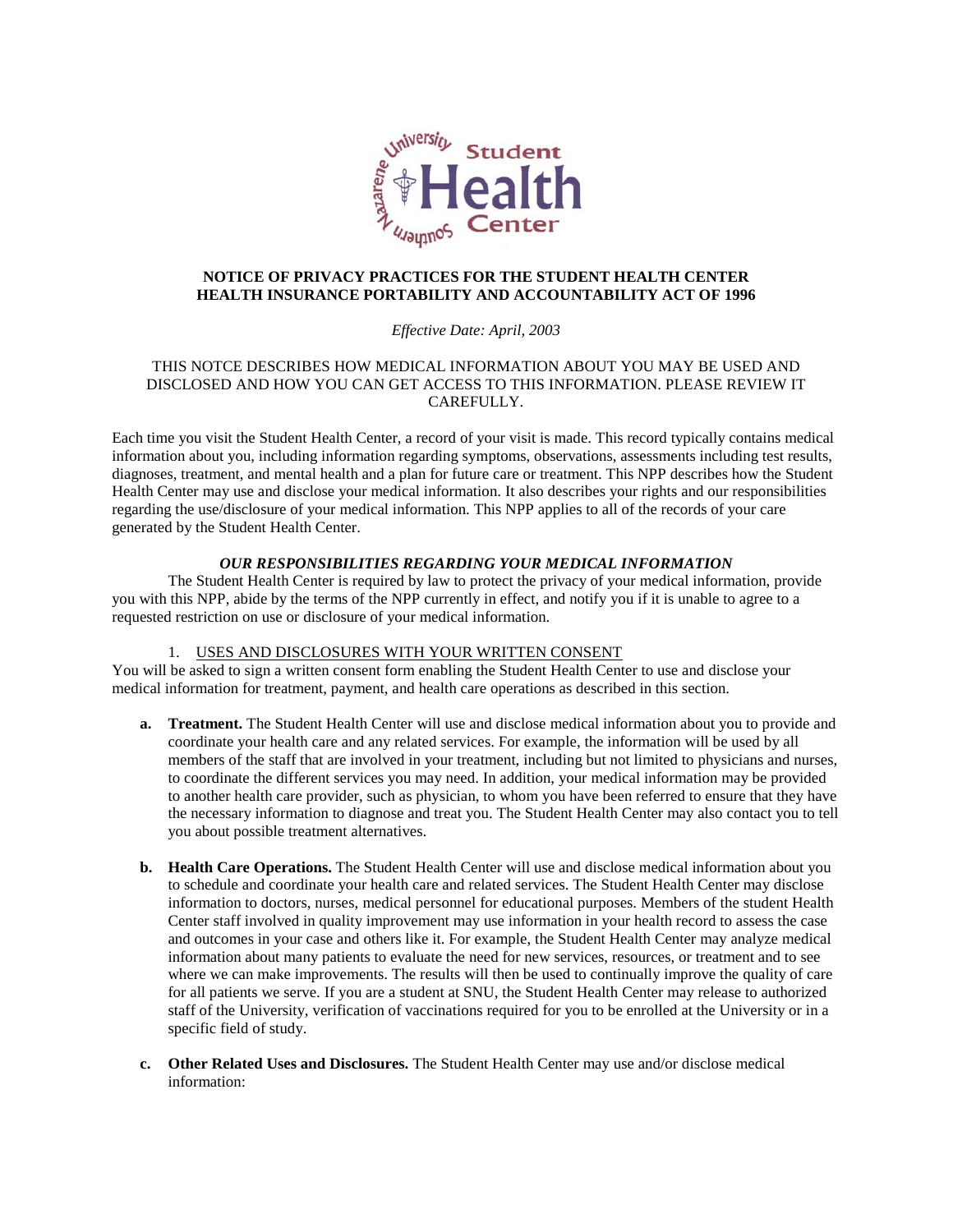**NOTICE OF PRIVACY PRACTICES FOR THE STUDENT HEALTH CENTER**
**HEALTH INSURANCE PORTABILITY AND ACCOUNTABILITY ACT OF 1996**

*Effective Date: April, 2003*

THIS NOTCE DESCRIBES HOW MEDICAL INFORMATION ABOUT YOU MAY BE USED AND DISCLOSED AND HOW YOU CAN GET ACCESS TO THIS INFORMATION. PLEASE REVIEW IT CAREFULLY.

Each time you visit the Student Health Center, a record of your visit is made. This record typically contains medical information about you, including information regarding symptoms, observations, assessments including test results, diagnoses, treatment, and mental health and a plan for future care or treatment. This NPP describes how the Student Health Center may use and disclose your medical information. It also describes your rights and our responsibilities regarding the use/disclosure of your medical information. This NPP applies to all of the records of your care generated by the Student Health Center.

***OUR RESPONSIBILITIES REGARDING YOUR MEDICAL INFORMATION***

The Student Health Center is required by law to protect the privacy of your medical information, provide you with this NPP, abide by the terms of the NPP currently in effect, and notify you if it is unable to agree to a requested restriction on use or disclosure of your medical information.

1. USES AND DISCLOSURES WITH YOUR WRITTEN CONSENT

You will be asked to sign a written consent form enabling the Student Health Center to use and disclose your medical information for treatment, payment, and health care operations as described in this section.

**a. Treatment.** The Student Health Center will use and disclose medical information about you to provide and coordinate your health care and any related services. For example, the information will be used by all members of the staff that are involved in your treatment, including but not limited to physicians and nurses, to coordinate the different services you may need. In addition, your medical information may be provided to another health care provider, such as physician, to whom you have been referred to ensure that they have the necessary information to diagnose and treat you. The Student Health Center may also contact you to tell you about possible treatment alternatives.

**b. Health Care Operations.** The Student Health Center will use and disclose medical information about you to schedule and coordinate your health care and related services. The Student Health Center may disclose information to doctors, nurses, medical personnel for educational purposes. Members of the student Health Center staff involved in quality improvement may use information in your health record to assess the case and outcomes in your case and others like it. For example, the Student Health Center may analyze medical information about many patients to evaluate the need for new services, resources, or treatment and to see where we can make improvements. The results will then be used to continually improve the quality of care for all patients we serve. If you are a student at SNU, the Student Health Center may release to authorized staff of the University, verification of vaccinations required for you to be enrolled at the University or in a specific field of study.

**c. Other Related Uses and Disclosures.** The Student Health Center may use and/or disclose medical information: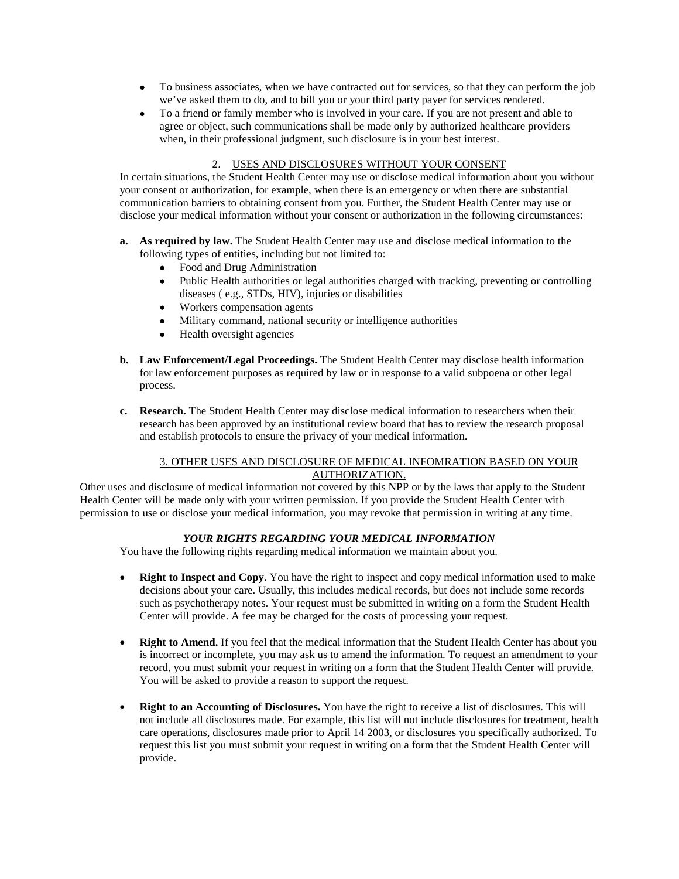- To business associates, when we have contracted out for services, so that they can perform the job we've asked them to do, and to bill you or your third party payer for services rendered.
- To a friend or family member who is involved in your care. If you are not present and able to agree or object, such communications shall be made only by authorized healthcare providers when, in their professional judgment, such disclosure is in your best interest.

### 2. USES AND DISCLOSURES WITHOUT YOUR CONSENT

In certain situations, the Student Health Center may use or disclose medical information about you without your consent or authorization, for example, when there is an emergency or when there are substantial communication barriers to obtaining consent from you. Further, the Student Health Center may use or disclose your medical information without your consent or authorization in the following circumstances:

**a. As required by law.** The Student Health Center may use and disclose medical information to the following types of entities, including but not limited to:

- Food and Drug Administration
- Public Health authorities or legal authorities charged with tracking, preventing or controlling diseases ( e.g., STDs, HIV), injuries or disabilities
- Workers compensation agents
- Military command, national security or intelligence authorities
- Health oversight agencies

**b. Law Enforcement/Legal Proceedings.** The Student Health Center may disclose health information for law enforcement purposes as required by law or in response to a valid subpoena or other legal process.

**c. Research.** The Student Health Center may disclose medical information to researchers when their research has been approved by an institutional review board that has to review the research proposal and establish protocols to ensure the privacy of your medical information.

### 3. OTHER USES AND DISCLOSURE OF MEDICAL INFOMRATION BASED ON YOUR AUTHORIZATION.

Other uses and disclosure of medical information not covered by this NPP or by the laws that apply to the Student Health Center will be made only with your written permission. If you provide the Student Health Center with permission to use or disclose your medical information, you may revoke that permission in writing at any time.

## *YOUR RIGHTS REGARDING YOUR MEDICAL INFORMATION*

You have the following rights regarding medical information we maintain about you.

- **Right to Inspect and Copy.** You have the right to inspect and copy medical information used to make decisions about your care. Usually, this includes medical records, but does not include some records such as psychotherapy notes. Your request must be submitted in writing on a form the Student Health Center will provide. A fee may be charged for the costs of processing your request.

- **Right to Amend.** If you feel that the medical information that the Student Health Center has about you is incorrect or incomplete, you may ask us to amend the information. To request an amendment to your record, you must submit your request in writing on a form that the Student Health Center will provide. You will be asked to provide a reason to support the request.

- **Right to an Accounting of Disclosures.** You have the right to receive a list of disclosures. This will not include all disclosures made. For example, this list will not include disclosures for treatment, health care operations, disclosures made prior to April 14 2003, or disclosures you specifically authorized. To request this list you must submit your request in writing on a form that the Student Health Center will provide.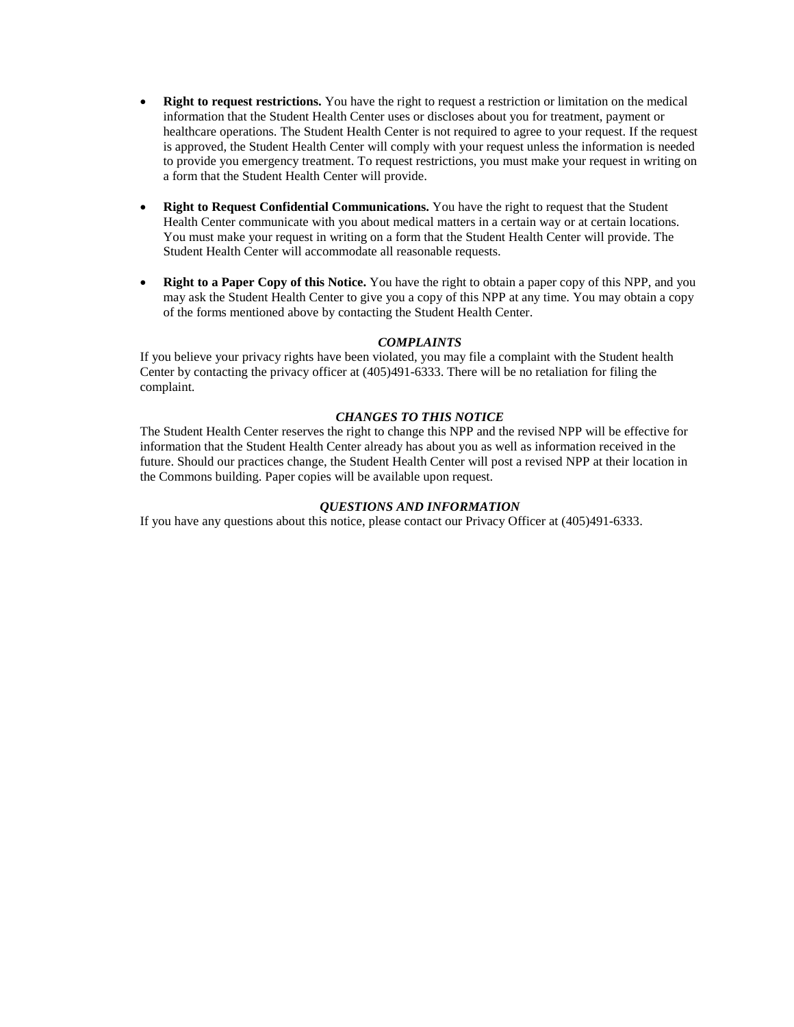- **Right to request restrictions.** You have the right to request a restriction or limitation on the medical information that the Student Health Center uses or discloses about you for treatment, payment or healthcare operations. The Student Health Center is not required to agree to your request. If the request is approved, the Student Health Center will comply with your request unless the information is needed to provide you emergency treatment. To request restrictions, you must make your request in writing on a form that the Student Health Center will provide.

- **Right to Request Confidential Communications.** You have the right to request that the Student Health Center communicate with you about medical matters in a certain way or at certain locations. You must make your request in writing on a form that the Student Health Center will provide. The Student Health Center will accommodate all reasonable requests.

- **Right to a Paper Copy of this Notice.** You have the right to obtain a paper copy of this NPP, and you may ask the Student Health Center to give you a copy of this NPP at any time. You may obtain a copy of the forms mentioned above by contacting the Student Health Center.

### *COMPLAINTS*

If you believe your privacy rights have been violated, you may file a complaint with the Student health Center by contacting the privacy officer at (405)491-6333. There will be no retaliation for filing the complaint.

### *CHANGES TO THIS NOTICE*

The Student Health Center reserves the right to change this NPP and the revised NPP will be effective for information that the Student Health Center already has about you as well as information received in the future. Should our practices change, the Student Health Center will post a revised NPP at their location in the Commons building. Paper copies will be available upon request.

### *QUESTIONS AND INFORMATION*

If you have any questions about this notice, please contact our Privacy Officer at (405)491-6333.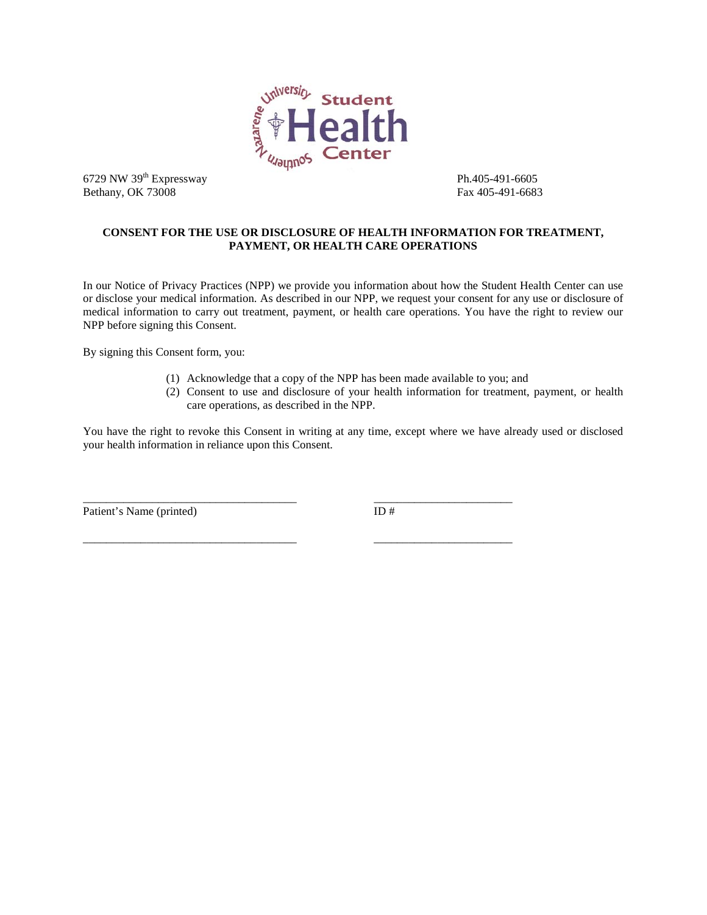Southern Nazarene University Student Health Center

6729 NW 39th Expressway
Bethany, OK 73008

Ph.405-491-6605
Fax 405-491-6683

**CONSENT FOR THE USE OR DISCLOSURE OF HEALTH INFORMATION FOR TREATMENT, PAYMENT, OR HEALTH CARE OPERATIONS**

In our Notice of Privacy Practices (NPP) we provide you information about how the Student Health Center can use or disclose your medical information. As described in our NPP, we request your consent for any use or disclosure of medical information to carry out treatment, payment, or health care operations. You have the right to review our NPP before signing this Consent.

By signing this Consent form, you:

(1) Acknowledge that a copy of the NPP has been made available to you; and
(2) Consent to use and disclosure of your health information for treatment, payment, or health care operations, as described in the NPP.

You have the right to revoke this Consent in writing at any time, except where we have already used or disclosed your health information in reliance upon this Consent.

\_\_\_\_\_\_\_\_\_\_\_\_\_\_\_\_\_\_\_\_\_\_\_\_\_\_\_\_\_\_\_\_\_\_\_\_ \_\_\_\_\_\_\_\_\_\_\_\_\_\_\_\_\_\_\_\_\_\_\_\_
Patient's Name (printed) ID #

\_\_\_\_\_\_\_\_\_\_\_\_\_\_\_\_\_\_\_\_\_\_\_\_\_\_\_\_\_\_\_\_\_\_\_\_ \_\_\_\_\_\_\_\_\_\_\_\_\_\_\_\_\_\_\_\_\_\_\_\_